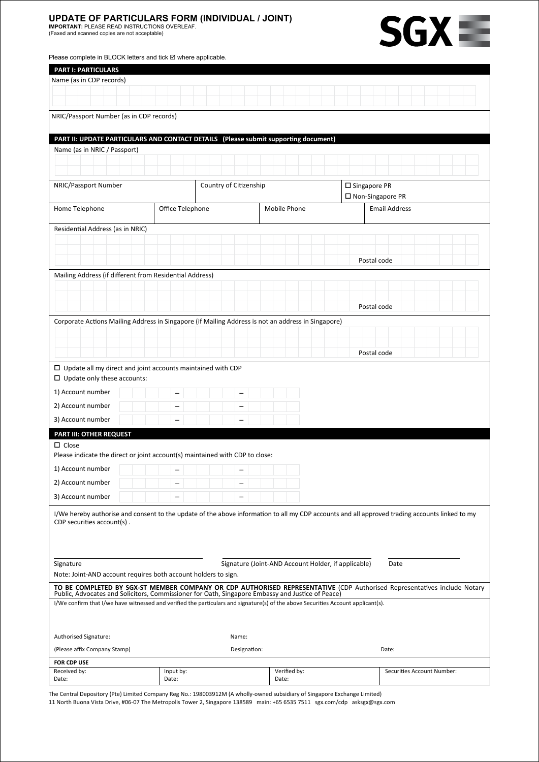# UPDATE OF PARTICULARS FORM (INDIVIDUAL / JOINT)

**IMPORTANT:** PLEASE READ INSTRUCTIONS OVERLEAF.
(Faxed and scanned copies are not acceptable)

SGX

Please complete in BLOCK letters and tick ☑ where applicable.

## PART I: PARTICULARS

Name (as in CDP records)

NRIC/Passport Number (as in CDP records)

## PART II: UPDATE PARTICULARS AND CONTACT DETAILS (Please submit supporting document)

Name (as in NRIC / Passport)

| NRIC/Passport Number | Country of Citizenship | ☐ Singapore PR<br>☐ Non-Singapore PR |
|---|---|---|
| | | |

| Home Telephone | Office Telephone | Mobile Phone | Email Address |
|---|---|---|---|
| | | | |

Residential Address (as in NRIC)

Postal code

Mailing Address (if different from Residential Address)

Postal code

Corporate Actions Mailing Address in Singapore (if Mailing Address is not an address in Singapore)

Postal code

☐ Update all my direct and joint accounts maintained with CDP

☐ Update only these accounts:

1) Account number – –

2) Account number – –

3) Account number – –

## PART III: OTHER REQUEST

☐ Close

Please indicate the direct or joint account(s) maintained with CDP to close:

1) Account number – –

2) Account number – –

3) Account number – –

I/We hereby authorise and consent to the update of the above information to all my CDP accounts and all approved trading accounts linked to my CDP securities account(s) .

| Signature | Signature (Joint-AND Account Holder, if applicable) | Date |
|---|---|---|
| | | |

Note: Joint-AND account requires both account holders to sign.

**TO BE COMPLETED BY SGX-ST MEMBER COMPANY OR CDP AUTHORISED REPRESENTATIVE** (CDP Authorised Representatives include Notary Public, Advocates and Solicitors, Commissioner for Oath, Singapore Embassy and Justice of Peace)

I/We confirm that I/we have witnessed and verified the particulars and signature(s) of the above Securities Account applicant(s).

| Authorised Signature: | Name: | |
|---|---|---|
| (Please affix Company Stamp) | Designation: | Date: |

**FOR CDP USE**

| Received by:<br>Date: | Input by:<br>Date: | Verified by:<br>Date: | Securities Account Number: |
|---|---|---|---|

The Central Depository (Pte) Limited Company Reg No.: 198003912M (A wholly-owned subsidiary of Singapore Exchange Limited)
11 North Buona Vista Drive, #06-07 The Metropolis Tower 2, Singapore 138589 main: +65 6535 7511 sgx.com/cdp asksgx@sgx.com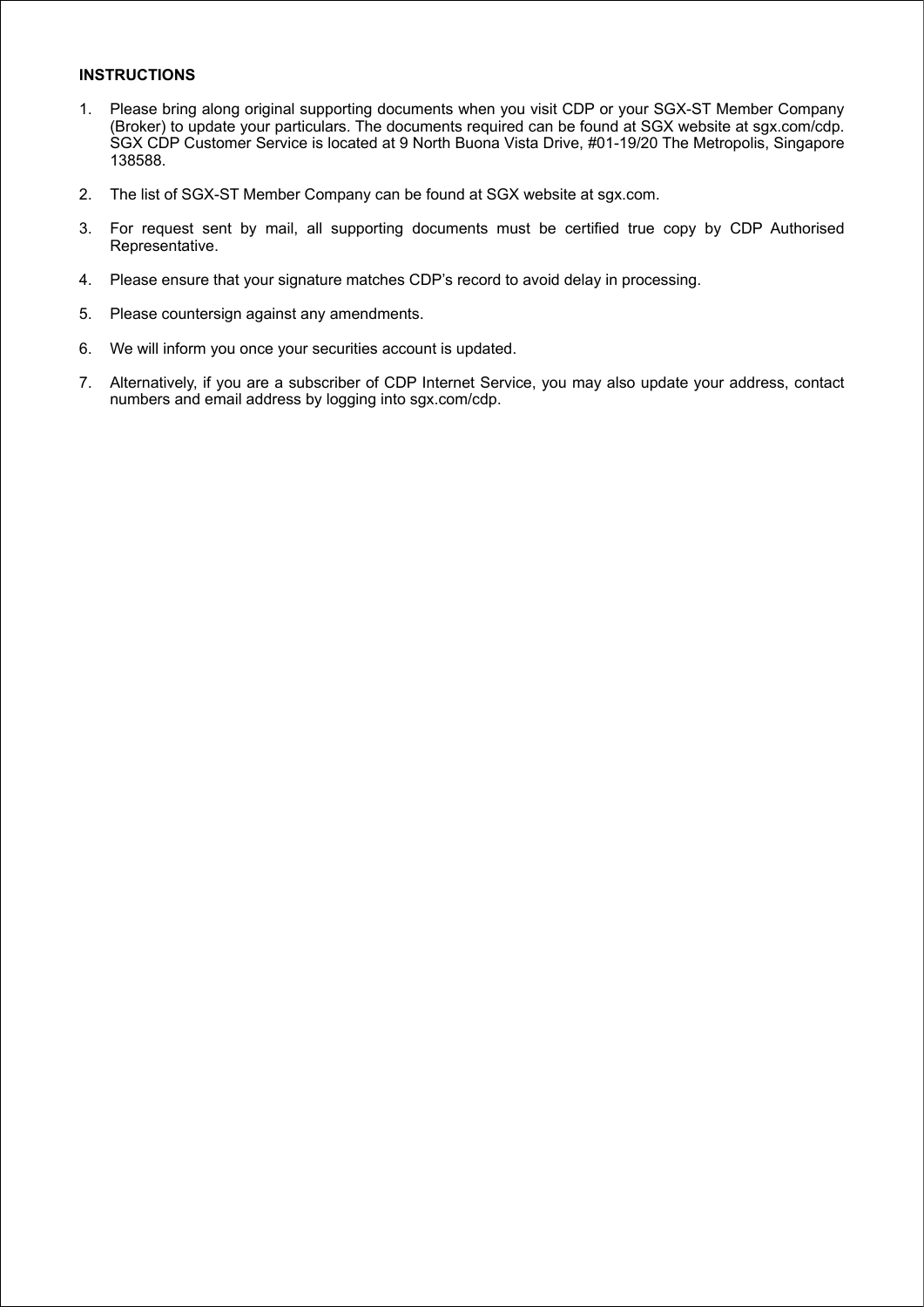**INSTRUCTIONS**

1. Please bring along original supporting documents when you visit CDP or your SGX-ST Member Company (Broker) to update your particulars. The documents required can be found at SGX website at sgx.com/cdp. SGX CDP Customer Service is located at 9 North Buona Vista Drive, #01-19/20 The Metropolis, Singapore 138588.

2. The list of SGX-ST Member Company can be found at SGX website at sgx.com.

3. For request sent by mail, all supporting documents must be certified true copy by CDP Authorised Representative.

4. Please ensure that your signature matches CDP's record to avoid delay in processing.

5. Please countersign against any amendments.

6. We will inform you once your securities account is updated.

7. Alternatively, if you are a subscriber of CDP Internet Service, you may also update your address, contact numbers and email address by logging into sgx.com/cdp.